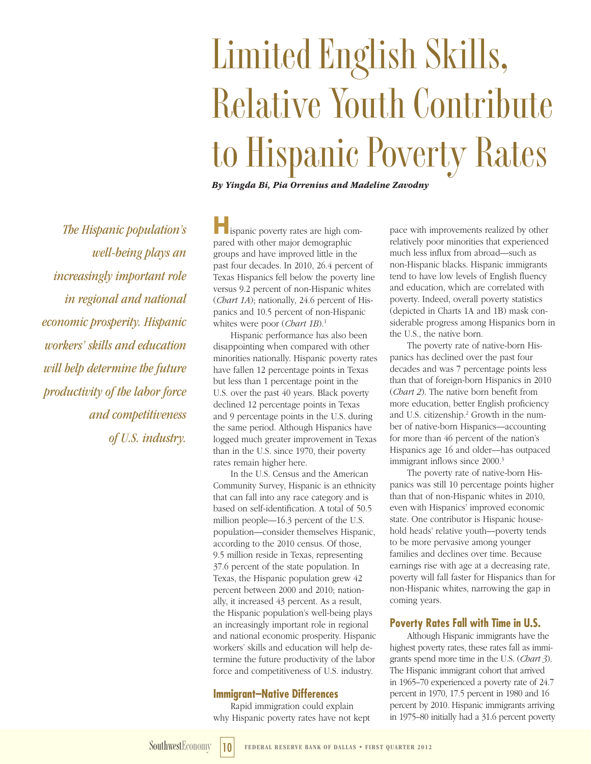# Limited English Skills, Relative Youth Contribute to Hispanic Poverty Rates

***By Yingda Bi, Pia Orrenius and Madeline Zavodny***

*The Hispanic population's well-being plays an increasingly important role in regional and national economic prosperity. Hispanic workers' skills and education will help determine the future productivity of the labor force and competitiveness of U.S. industry.*

Hispanic poverty rates are high compared with other major demographic groups and have improved little in the past four decades. In 2010, 26.4 percent of Texas Hispanics fell below the poverty line versus 9.2 percent of non-Hispanic whites (*Chart 1A*); nationally, 24.6 percent of Hispanics and 10.5 percent of non-Hispanic whites were poor (*Chart 1B*).[1]

Hispanic performance has also been disappointing when compared with other minorities nationally. Hispanic poverty rates have fallen 12 percentage points in Texas but less than 1 percentage point in the U.S. over the past 40 years. Black poverty declined 12 percentage points in Texas and 9 percentage points in the U.S. during the same period. Although Hispanics have logged much greater improvement in Texas than in the U.S. since 1970, their poverty rates remain higher here.

In the U.S. Census and the American Community Survey, Hispanic is an ethnicity that can fall into any race category and is based on self-identification. A total of 50.5 million people—16.3 percent of the U.S. population—consider themselves Hispanic, according to the 2010 census. Of those, 9.5 million reside in Texas, representing 37.6 percent of the state population. In Texas, the Hispanic population grew 42 percent between 2000 and 2010; nationally, it increased 43 percent. As a result, the Hispanic population's well-being plays an increasingly important role in regional and national economic prosperity. Hispanic workers' skills and education will help determine the future productivity of the labor force and competitiveness of U.S. industry.

## Immigrant–Native Differences

Rapid immigration could explain why Hispanic poverty rates have not kept pace with improvements realized by other relatively poor minorities that experienced much less influx from abroad—such as non-Hispanic blacks. Hispanic immigrants tend to have low levels of English fluency and education, which are correlated with poverty. Indeed, overall poverty statistics (depicted in Charts 1A and 1B) mask considerable progress among Hispanics born in the U.S., the native born.

The poverty rate of native-born Hispanics has declined over the past four decades and was 7 percentage points less than that of foreign-born Hispanics in 2010 (*Chart 2*). The native born benefit from more education, better English proficiency and U.S. citizenship.[2] Growth in the number of native-born Hispanics—accounting for more than 46 percent of the nation's Hispanics age 16 and older—has outpaced immigrant inflows since 2000.[3]

The poverty rate of native-born Hispanics was still 10 percentage points higher than that of non-Hispanic whites in 2010, even with Hispanics' improved economic state. One contributor is Hispanic household heads' relative youth—poverty tends to be more pervasive among younger families and declines over time. Because earnings rise with age at a decreasing rate, poverty will fall faster for Hispanics than for non-Hispanic whites, narrowing the gap in coming years.

## Poverty Rates Fall with Time in U.S.

Although Hispanic immigrants have the highest poverty rates, these rates fall as immigrants spend more time in the U.S. (*Chart 3*). The Hispanic immigrant cohort that arrived in 1965–70 experienced a poverty rate of 24.7 percent in 1970, 17.5 percent in 1980 and 16 percent by 2010. Hispanic immigrants arriving in 1975–80 initially had a 31.6 percent poverty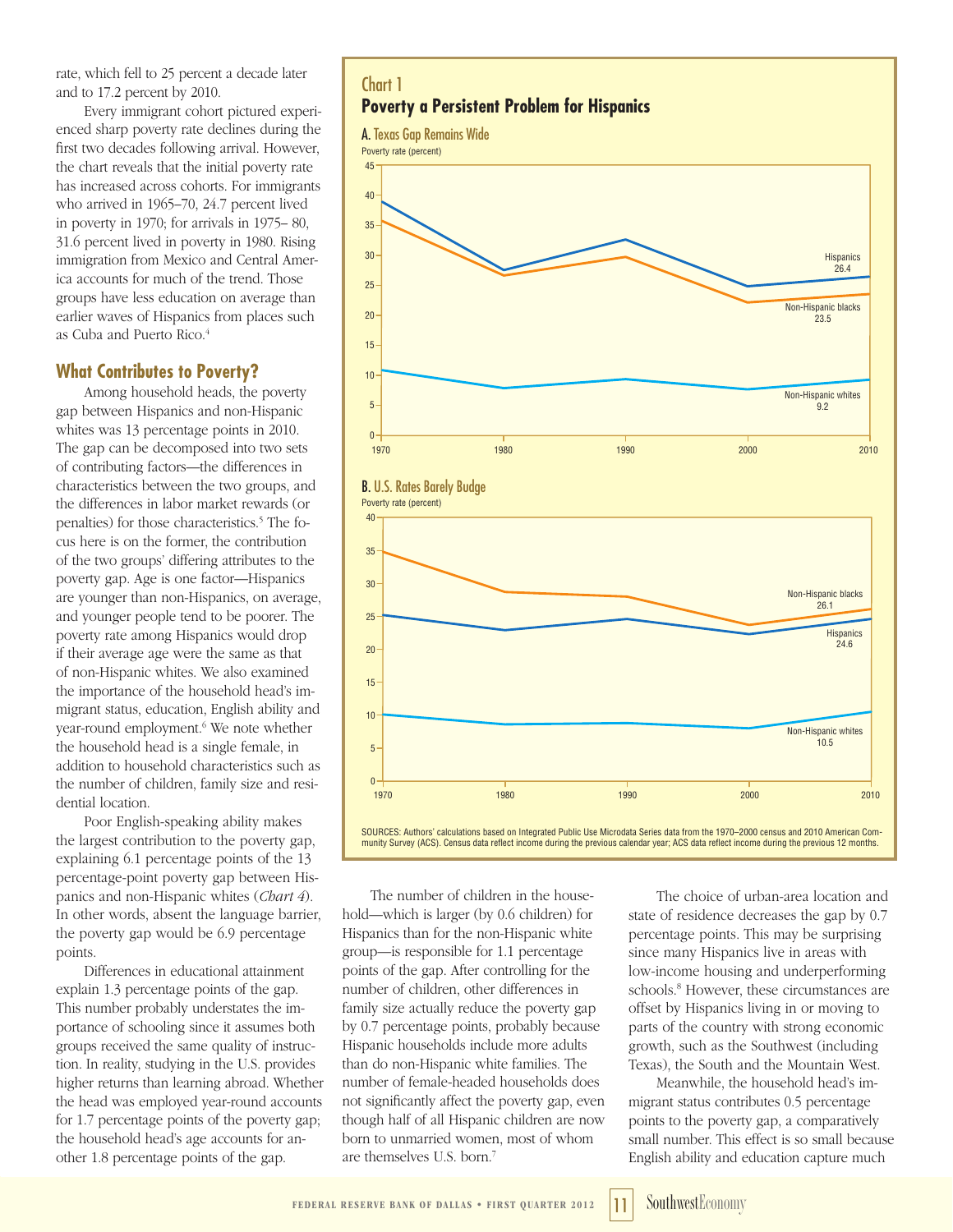rate, which fell to 25 percent a decade later and to 17.2 percent by 2010.

Every immigrant cohort pictured experienced sharp poverty rate declines during the first two decades following arrival. However, the chart reveals that the initial poverty rate has increased across cohorts. For immigrants who arrived in 1965–70, 24.7 percent lived in poverty in 1970; for arrivals in 1975– 80, 31.6 percent lived in poverty in 1980. Rising immigration from Mexico and Central America accounts for much of the trend. Those groups have less education on average than earlier waves of Hispanics from places such as Cuba and Puerto Rico.[4]

## What Contributes to Poverty?

Among household heads, the poverty gap between Hispanics and non-Hispanic whites was 13 percentage points in 2010. The gap can be decomposed into two sets of contributing factors—the differences in characteristics between the two groups, and the differences in labor market rewards (or penalties) for those characteristics.[5] The focus here is on the former, the contribution of the two groups' differing attributes to the poverty gap. Age is one factor—Hispanics are younger than non-Hispanics, on average, and younger people tend to be poorer. The poverty rate among Hispanics would drop if their average age were the same as that of non-Hispanic whites. We also examined the importance of the household head's immigrant status, education, English ability and year-round employment.[6] We note whether the household head is a single female, in addition to household characteristics such as the number of children, family size and residential location.

Poor English-speaking ability makes the largest contribution to the poverty gap, explaining 6.1 percentage points of the 13 percentage-point poverty gap between Hispanics and non-Hispanic whites (*Chart 4*). In other words, absent the language barrier, the poverty gap would be 6.9 percentage points.

Differences in educational attainment explain 1.3 percentage points of the gap. This number probably understates the importance of schooling since it assumes both groups received the same quality of instruction. In reality, studying in the U.S. provides higher returns than learning abroad. Whether the head was employed year-round accounts for 1.7 percentage points of the poverty gap; the household head's age accounts for another 1.8 percentage points of the gap.

### Chart 1
**Poverty a Persistent Problem for Hispanics**

**A. Texas Gap Remains Wide**

Poverty rate (percent), 1970–2010. 2010 values: Hispanics 26.4; Non-Hispanic blacks 23.5; Non-Hispanic whites 9.2

**B. U.S. Rates Barely Budge**

Poverty rate (percent), 1970–2010. 2010 values: Non-Hispanic blacks 26.1; Hispanics 24.6; Non-Hispanic whites 10.5

SOURCES: Authors' calculations based on Integrated Public Use Microdata Series data from the 1970–2000 census and 2010 American Community Survey (ACS). Census data reflect income during the previous calendar year; ACS data reflect income during the previous 12 months.

The number of children in the household—which is larger (by 0.6 children) for Hispanics than for the non-Hispanic white group—is responsible for 1.1 percentage points of the gap. After controlling for the number of children, other differences in family size actually reduce the poverty gap by 0.7 percentage points, probably because Hispanic households include more adults than do non-Hispanic white families. The number of female-headed households does not significantly affect the poverty gap, even though half of all Hispanic children are now born to unmarried women, most of whom are themselves U.S. born.[7]

The choice of urban-area location and state of residence decreases the gap by 0.7 percentage points. This may be surprising since many Hispanics live in areas with low-income housing and underperforming schools.[8] However, these circumstances are offset by Hispanics living in or moving to parts of the country with strong economic growth, such as the Southwest (including Texas), the South and the Mountain West.

Meanwhile, the household head's immigrant status contributes 0.5 percentage points to the poverty gap, a comparatively small number. This effect is so small because English ability and education capture much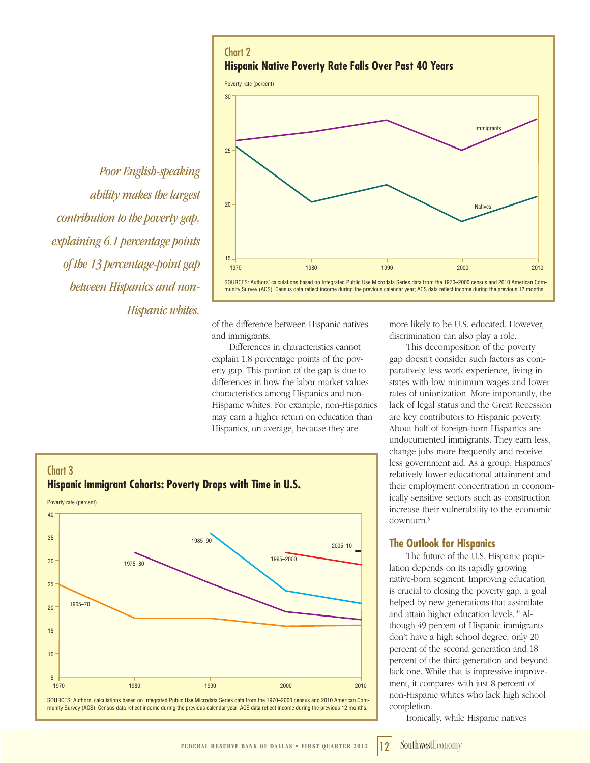Chart 2

**Hispanic Native Poverty Rate Falls Over Past 40 Years**

SOURCES: Authors' calculations based on Integrated Public Use Microdata Series data from the 1970–2000 census and 2010 American Community Survey (ACS). Census data reflect income during the previous calendar year; ACS data reflect income during the previous 12 months.

*Poor English-speaking ability makes the largest contribution to the poverty gap, explaining 6.1 percentage points of the 13 percentage-point gap between Hispanics and non-Hispanic whites.*

of the difference between Hispanic natives and immigrants.

Differences in characteristics cannot explain 1.8 percentage points of the poverty gap. This portion of the gap is due to differences in how the labor market values characteristics among Hispanics and non-Hispanic whites. For example, non-Hispanics may earn a higher return on education than Hispanics, on average, because they are more likely to be U.S. educated. However, discrimination can also play a role.

This decomposition of the poverty gap doesn't consider such factors as comparatively less work experience, living in states with low minimum wages and lower rates of unionization. More importantly, the lack of legal status and the Great Recession are key contributors to Hispanic poverty. About half of foreign-born Hispanics are undocumented immigrants. They earn less, change jobs more frequently and receive less government aid. As a group, Hispanics' relatively lower educational attainment and their employment concentration in economically sensitive sectors such as construction increase their vulnerability to the economic downturn.[9]

Chart 3

**Hispanic Immigrant Cohorts: Poverty Drops with Time in U.S.**

SOURCES: Authors' calculations based on Integrated Public Use Microdata Series data from the 1970–2000 census and 2010 American Community Survey (ACS). Census data reflect income during the previous calendar year; ACS data reflect income during the previous 12 months.

## The Outlook for Hispanics

The future of the U.S. Hispanic population depends on its rapidly growing native-born segment. Improving education is crucial to closing the poverty gap, a goal helped by new generations that assimilate and attain higher education levels.[10] Although 49 percent of Hispanic immigrants don't have a high school degree, only 20 percent of the second generation and 18 percent of the third generation and beyond lack one. While that is impressive improvement, it compares with just 8 percent of non-Hispanic whites who lack high school completion.

Ironically, while Hispanic natives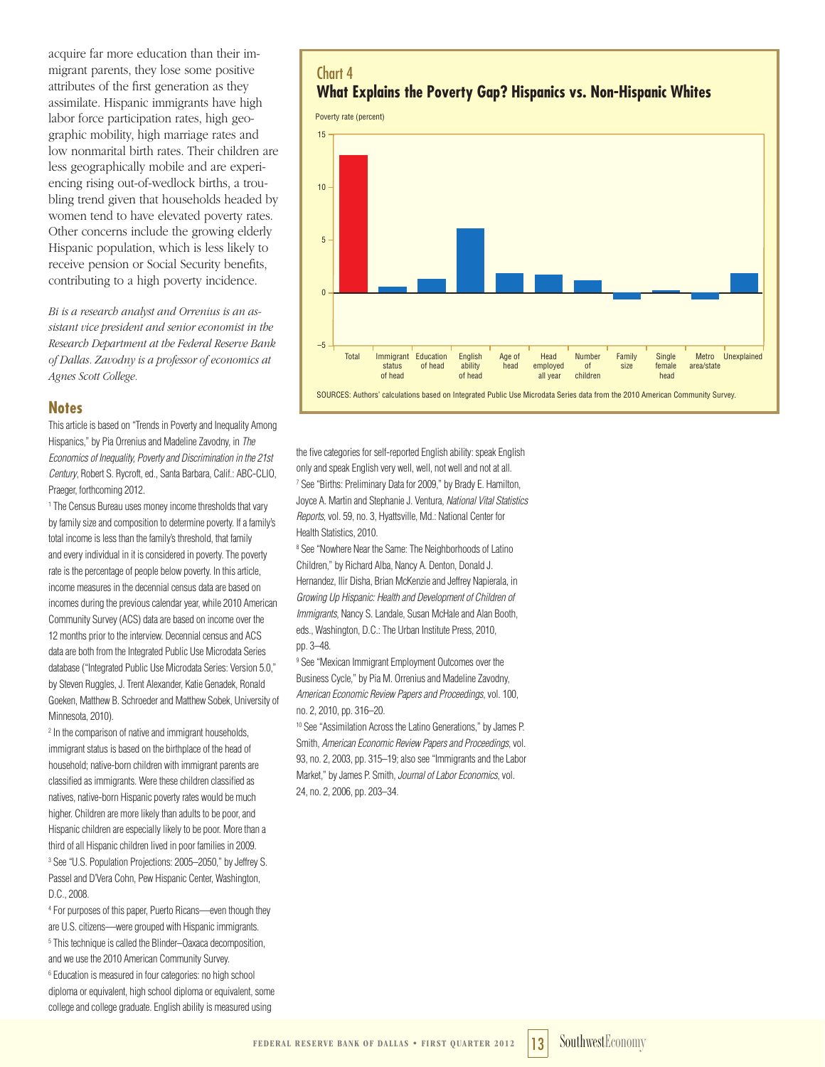acquire far more education than their immigrant parents, they lose some positive attributes of the first generation as they assimilate. Hispanic immigrants have high labor force participation rates, high geographic mobility, high marriage rates and low nonmarital birth rates. Their children are less geographically mobile and are experiencing rising out-of-wedlock births, a troubling trend given that households headed by women tend to have elevated poverty rates. Other concerns include the growing elderly Hispanic population, which is less likely to receive pension or Social Security benefits, contributing to a high poverty incidence.

*Bi is a research analyst and Orrenius is an assistant vice president and senior economist in the Research Department at the Federal Reserve Bank of Dallas. Zavodny is a professor of economics at Agnes Scott College.*

Chart 4

**What Explains the Poverty Gap? Hispanics vs. Non-Hispanic Whites**

Poverty rate (percent)

15

10

5

0

–5

Total

Immigrant status of head

Education of head

English ability of head

Age of head

Head employed all year

Number of children

Family size

Single female head

Metro area/state

Unexplained

SOURCES: Authors' calculations based on Integrated Public Use Microdata Series data from the 2010 American Community Survey.

## Notes

This article is based on "Trends in Poverty and Inequality Among Hispanics," by Pia Orrenius and Madeline Zavodny, in *The Economics of Inequality, Poverty and Discrimination in the 21st Century*, Robert S. Rycroft, ed., Santa Barbara, Calif.: ABC-CLIO, Praeger, forthcoming 2012.

[1] The Census Bureau uses money income thresholds that vary by family size and composition to determine poverty. If a family's total income is less than the family's threshold, that family and every individual in it is considered in poverty. The poverty rate is the percentage of people below poverty. In this article, income measures in the decennial census data are based on incomes during the previous calendar year, while 2010 American Community Survey (ACS) data are based on income over the 12 months prior to the interview. Decennial census and ACS data are both from the Integrated Public Use Microdata Series database ("Integrated Public Use Microdata Series: Version 5.0," by Steven Ruggles, J. Trent Alexander, Katie Genadek, Ronald Goeken, Matthew B. Schroeder and Matthew Sobek, University of Minnesota, 2010).

[2] In the comparison of native and immigrant households, immigrant status is based on the birthplace of the head of household; native-born children with immigrant parents are classified as immigrants. Were these children classified as natives, native-born Hispanic poverty rates would be much higher. Children are more likely than adults to be poor, and Hispanic children are especially likely to be poor. More than a third of all Hispanic children lived in poor families in 2009.

[3] See "U.S. Population Projections: 2005–2050," by Jeffrey S. Passel and D'Vera Cohn, Pew Hispanic Center, Washington, D.C., 2008.

[4] For purposes of this paper, Puerto Ricans—even though they are U.S. citizens—were grouped with Hispanic immigrants.

[5] This technique is called the Blinder–Oaxaca decomposition, and we use the 2010 American Community Survey.

[6] Education is measured in four categories: no high school diploma or equivalent, high school diploma or equivalent, some college and college graduate. English ability is measured using the five categories for self-reported English ability: speak English only and speak English very well, well, not well and not at all.

[7] See "Births: Preliminary Data for 2009," by Brady E. Hamilton, Joyce A. Martin and Stephanie J. Ventura, *National Vital Statistics Reports*, vol. 59, no. 3, Hyattsville, Md.: National Center for Health Statistics, 2010.

[8] See "Nowhere Near the Same: The Neighborhoods of Latino Children," by Richard Alba, Nancy A. Denton, Donald J. Hernandez, Ilir Disha, Brian McKenzie and Jeffrey Napierala, in *Growing Up Hispanic: Health and Development of Children of Immigrants*, Nancy S. Landale, Susan McHale and Alan Booth, eds., Washington, D.C.: The Urban Institute Press, 2010, pp. 3–48.

[9] See "Mexican Immigrant Employment Outcomes over the Business Cycle," by Pia M. Orrenius and Madeline Zavodny, *American Economic Review Papers and Proceedings*, vol. 100, no. 2, 2010, pp. 316–20.

[10] See "Assimilation Across the Latino Generations," by James P. Smith, *American Economic Review Papers and Proceedings*, vol. 93, no. 2, 2003, pp. 315–19; also see "Immigrants and the Labor Market," by James P. Smith, *Journal of Labor Economics*, vol. 24, no. 2, 2006, pp. 203–34.